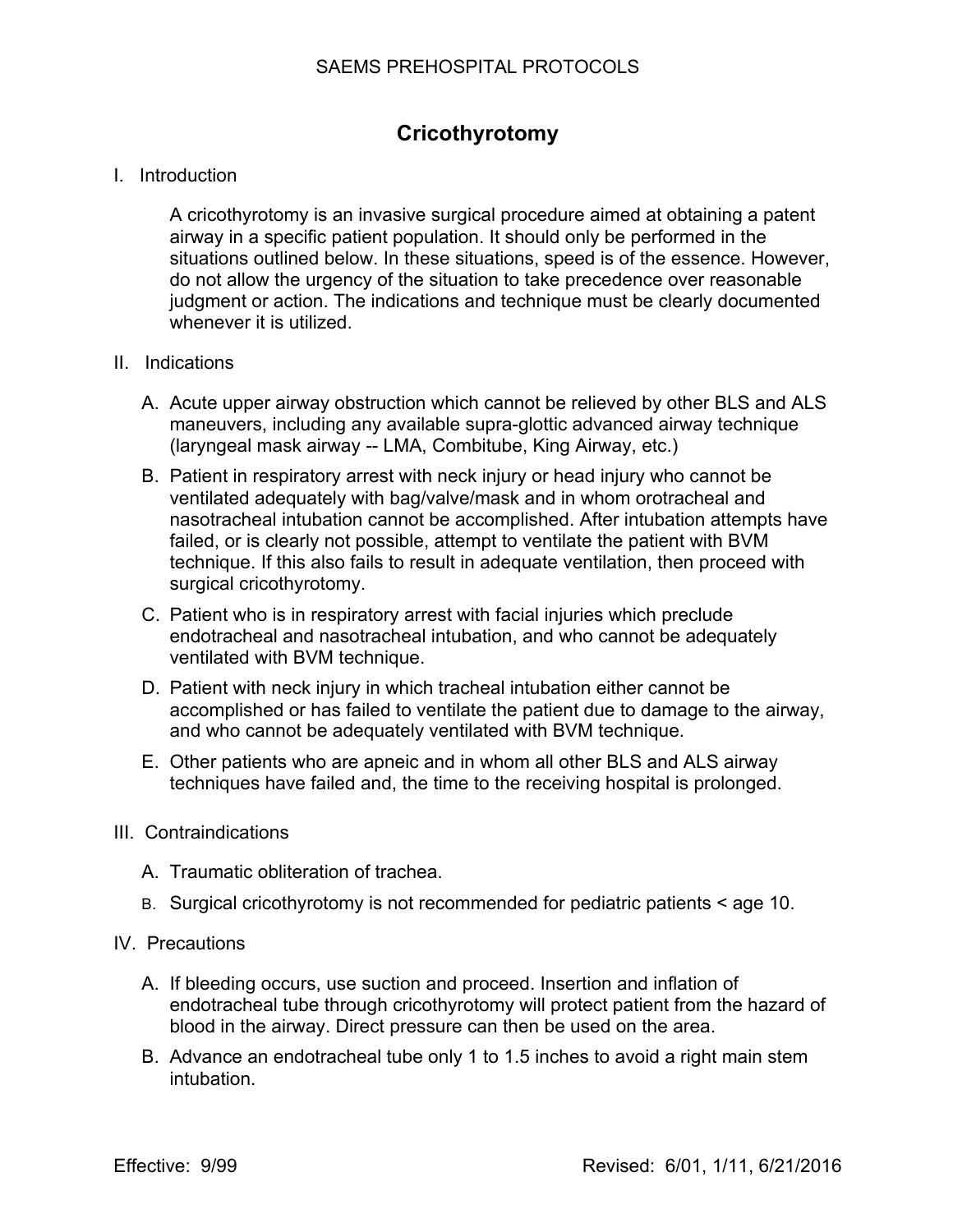# Cricothyrotomy

## I. Introduction

A cricothyrotomy is an invasive surgical procedure aimed at obtaining a patent airway in a specific patient population. It should only be performed in the situations outlined below. In these situations, speed is of the essence. However, do not allow the urgency of the situation to take precedence over reasonable judgment or action. The indications and technique must be clearly documented whenever it is utilized.

## II. Indications

A. Acute upper airway obstruction which cannot be relieved by other BLS and ALS maneuvers, including any available supra-glottic advanced airway technique (laryngeal mask airway -- LMA, Combitube, King Airway, etc.)

B. Patient in respiratory arrest with neck injury or head injury who cannot be ventilated adequately with bag/valve/mask and in whom orotracheal and nasotracheal intubation cannot be accomplished. After intubation attempts have failed, or is clearly not possible, attempt to ventilate the patient with BVM technique. If this also fails to result in adequate ventilation, then proceed with surgical cricothyrotomy.

C. Patient who is in respiratory arrest with facial injuries which preclude endotracheal and nasotracheal intubation, and who cannot be adequately ventilated with BVM technique.

D. Patient with neck injury in which tracheal intubation either cannot be accomplished or has failed to ventilate the patient due to damage to the airway, and who cannot be adequately ventilated with BVM technique.

E. Other patients who are apneic and in whom all other BLS and ALS airway techniques have failed and, the time to the receiving hospital is prolonged.

## III. Contraindications

A. Traumatic obliteration of trachea.

B. Surgical cricothyrotomy is not recommended for pediatric patients < age 10.

## IV. Precautions

A. If bleeding occurs, use suction and proceed. Insertion and inflation of endotracheal tube through cricothyrotomy will protect patient from the hazard of blood in the airway. Direct pressure can then be used on the area.

B. Advance an endotracheal tube only 1 to 1.5 inches to avoid a right main stem intubation.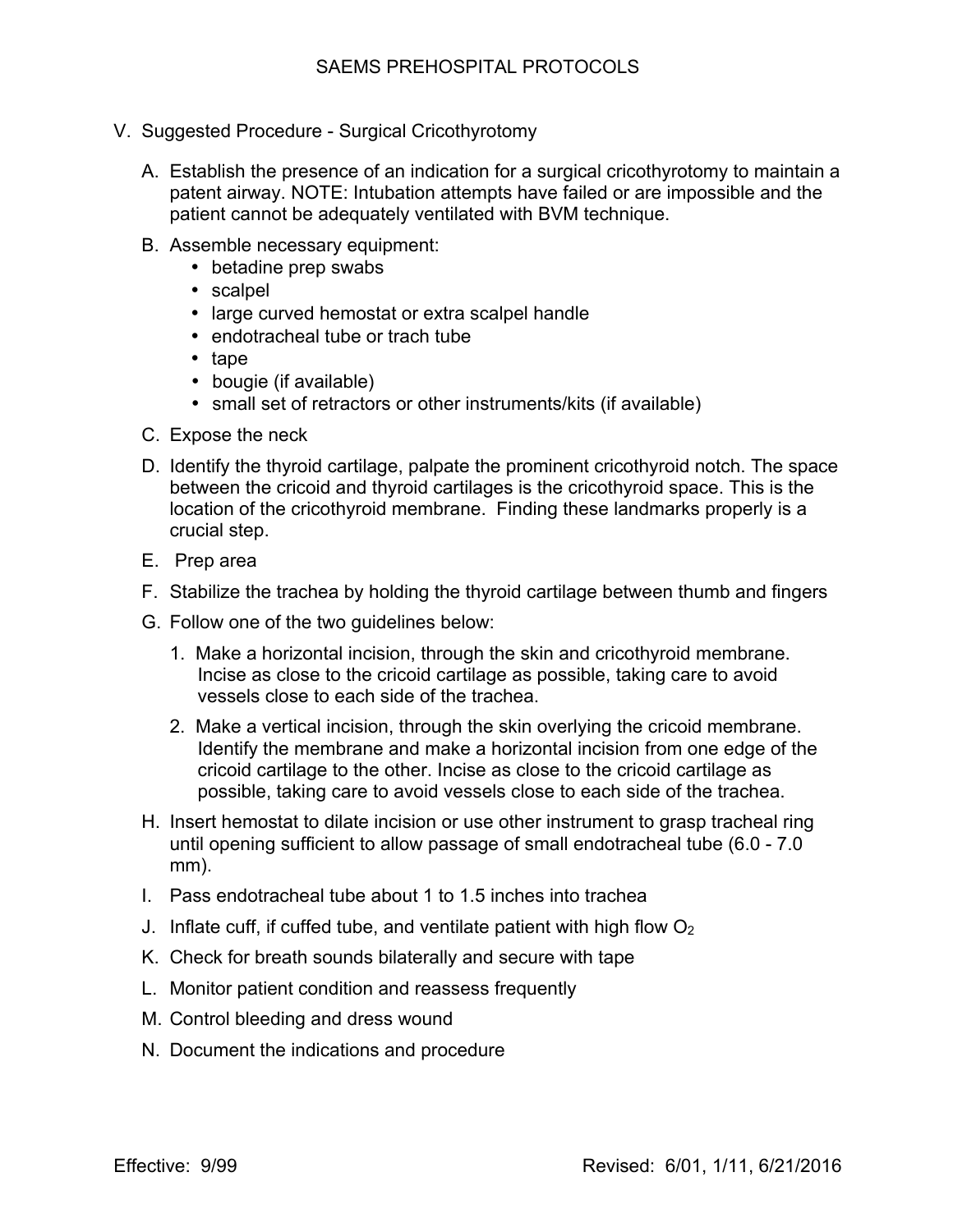V. Suggested Procedure - Surgical Cricothyrotomy

A. Establish the presence of an indication for a surgical cricothyrotomy to maintain a patent airway. NOTE: Intubation attempts have failed or are impossible and the patient cannot be adequately ventilated with BVM technique.

B. Assemble necessary equipment:
   - betadine prep swabs
   - scalpel
   - large curved hemostat or extra scalpel handle
   - endotracheal tube or trach tube
   - tape
   - bougie (if available)
   - small set of retractors or other instruments/kits (if available)

C. Expose the neck

D. Identify the thyroid cartilage, palpate the prominent cricothyroid notch. The space between the cricoid and thyroid cartilages is the cricothyroid space. This is the location of the cricothyroid membrane. Finding these landmarks properly is a crucial step.

E. Prep area

F. Stabilize the trachea by holding the thyroid cartilage between thumb and fingers

G. Follow one of the two guidelines below:

   1. Make a horizontal incision, through the skin and cricothyroid membrane. Incise as close to the cricoid cartilage as possible, taking care to avoid vessels close to each side of the trachea.

   2. Make a vertical incision, through the skin overlying the cricoid membrane. Identify the membrane and make a horizontal incision from one edge of the cricoid cartilage to the other. Incise as close to the cricoid cartilage as possible, taking care to avoid vessels close to each side of the trachea.

H. Insert hemostat to dilate incision or use other instrument to grasp tracheal ring until opening sufficient to allow passage of small endotracheal tube (6.0 - 7.0 mm).

I. Pass endotracheal tube about 1 to 1.5 inches into trachea

J. Inflate cuff, if cuffed tube, and ventilate patient with high flow $O_2$

K. Check for breath sounds bilaterally and secure with tape

L. Monitor patient condition and reassess frequently

M. Control bleeding and dress wound

N. Document the indications and procedure

Effective: 9/99 Revised: 6/01, 1/11, 6/21/2016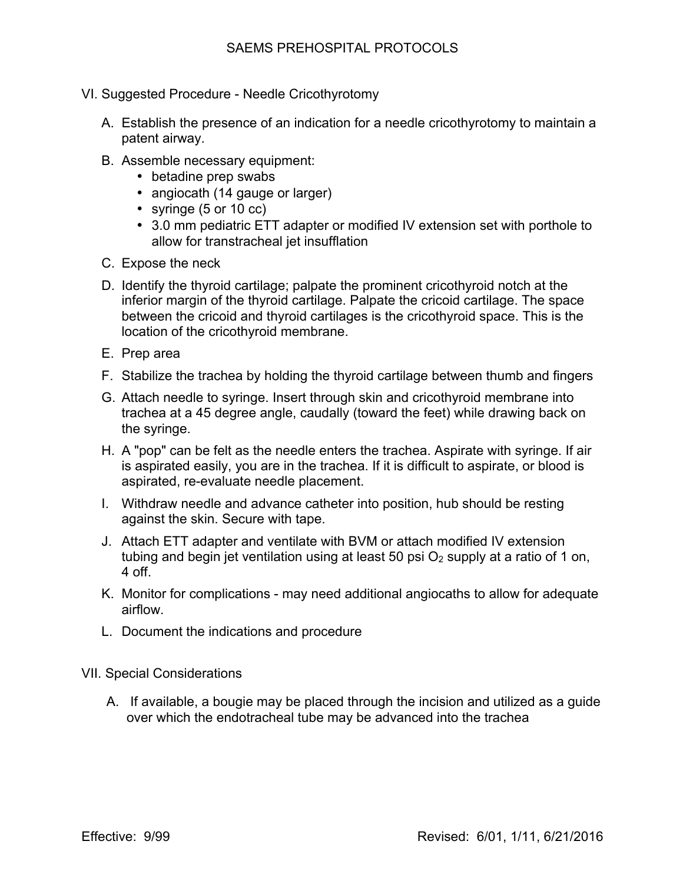## VI. Suggested Procedure - Needle Cricothyrotomy

A. Establish the presence of an indication for a needle cricothyrotomy to maintain a patent airway.

B. Assemble necessary equipment:
- betadine prep swabs
- angiocath (14 gauge or larger)
- syringe (5 or 10 cc)
- 3.0 mm pediatric ETT adapter or modified IV extension set with porthole to allow for transtracheal jet insufflation

C. Expose the neck

D. Identify the thyroid cartilage; palpate the prominent cricothyroid notch at the inferior margin of the thyroid cartilage. Palpate the cricoid cartilage. The space between the cricoid and thyroid cartilages is the cricothyroid space. This is the location of the cricothyroid membrane.

E. Prep area

F. Stabilize the trachea by holding the thyroid cartilage between thumb and fingers

G. Attach needle to syringe. Insert through skin and cricothyroid membrane into trachea at a 45 degree angle, caudally (toward the feet) while drawing back on the syringe.

H. A "pop" can be felt as the needle enters the trachea. Aspirate with syringe. If air is aspirated easily, you are in the trachea. If it is difficult to aspirate, or blood is aspirated, re-evaluate needle placement.

I. Withdraw needle and advance catheter into position, hub should be resting against the skin. Secure with tape.

J. Attach ETT adapter and ventilate with BVM or attach modified IV extension tubing and begin jet ventilation using at least 50 psi $O_2$ supply at a ratio of 1 on, 4 off.

K. Monitor for complications - may need additional angiocaths to allow for adequate airflow.

L. Document the indications and procedure

## VII. Special Considerations

A. If available, a bougie may be placed through the incision and utilized as a guide over which the endotracheal tube may be advanced into the trachea

Effective: 9/99 Revised: 6/01, 1/11, 6/21/2016